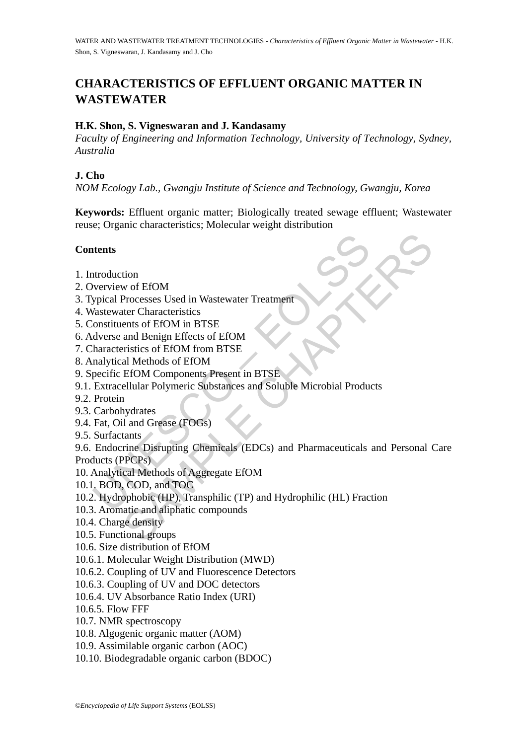# CHARACTERISTICS OF EFFLUENT ORGANIC MATTER IN WASTEWATER

**H.K. Shon, S. Vigneswaran and J. Kandasamy**

*Faculty of Engineering and Information Technology, University of Technology, Sydney, Australia*

**J. Cho**

*NOM Ecology Lab., Gwangju Institute of Science and Technology, Gwangju, Korea*

**Keywords:** Effluent organic matter; Biologically treated sewage effluent; Wastewater reuse; Organic characteristics; Molecular weight distribution

**Contents**

1. Introduction
2. Overview of EfOM
3. Typical Processes Used in Wastewater Treatment
4. Wastewater Characteristics
5. Constituents of EfOM in BTSE
6. Adverse and Benign Effects of EfOM
7. Characteristics of EfOM from BTSE
8. Analytical Methods of EfOM
9. Specific EfOM Components Present in BTSE
9.1. Extracellular Polymeric Substances and Soluble Microbial Products
9.2. Protein
9.3. Carbohydrates
9.4. Fat, Oil and Grease (FOGs)
9.5. Surfactants
9.6. Endocrine Disrupting Chemicals (EDCs) and Pharmaceuticals and Personal Care Products (PPCPs)
10. Analytical Methods of Aggregate EfOM
10.1. BOD, COD, and TOC
10.2. Hydrophobic (HP), Transphilic (TP) and Hydrophilic (HL) Fraction
10.3. Aromatic and aliphatic compounds
10.4. Charge density
10.5. Functional groups
10.6. Size distribution of EfOM
10.6.1. Molecular Weight Distribution (MWD)
10.6.2. Coupling of UV and Fluorescence Detectors
10.6.3. Coupling of UV and DOC detectors
10.6.4. UV Absorbance Ratio Index (URI)
10.6.5. Flow FFF
10.7. NMR spectroscopy
10.8. Algogenic organic matter (AOM)
10.9. Assimilable organic carbon (AOC)
10.10. Biodegradable organic carbon (BDOC)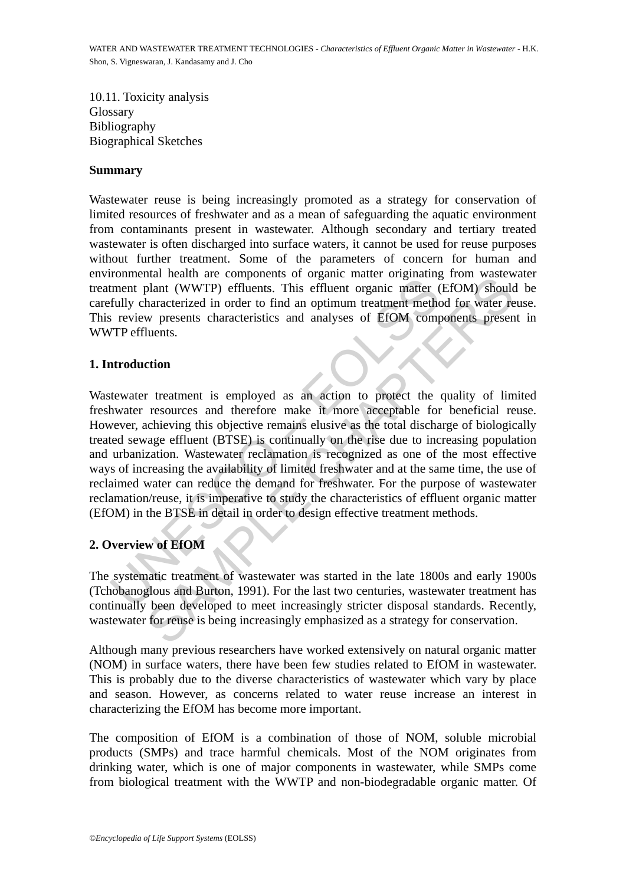10.11. Toxicity analysis
Glossary
Bibliography
Biographical Sketches

## Summary

Wastewater reuse is being increasingly promoted as a strategy for conservation of limited resources of freshwater and as a mean of safeguarding the aquatic environment from contaminants present in wastewater. Although secondary and tertiary treated wastewater is often discharged into surface waters, it cannot be used for reuse purposes without further treatment. Some of the parameters of concern for human and environmental health are components of organic matter originating from wastewater treatment plant (WWTP) effluents. This effluent organic matter (EfOM) should be carefully characterized in order to find an optimum treatment method for water reuse. This review presents characteristics and analyses of EfOM components present in WWTP effluents.

## 1. Introduction

Wastewater treatment is employed as an action to protect the quality of limited freshwater resources and therefore make it more acceptable for beneficial reuse. However, achieving this objective remains elusive as the total discharge of biologically treated sewage effluent (BTSE) is continually on the rise due to increasing population and urbanization. Wastewater reclamation is recognized as one of the most effective ways of increasing the availability of limited freshwater and at the same time, the use of reclaimed water can reduce the demand for freshwater. For the purpose of wastewater reclamation/reuse, it is imperative to study the characteristics of effluent organic matter (EfOM) in the BTSE in detail in order to design effective treatment methods.

## 2. Overview of EfOM

The systematic treatment of wastewater was started in the late 1800s and early 1900s (Tchobanoglous and Burton, 1991). For the last two centuries, wastewater treatment has continually been developed to meet increasingly stricter disposal standards. Recently, wastewater for reuse is being increasingly emphasized as a strategy for conservation.

Although many previous researchers have worked extensively on natural organic matter (NOM) in surface waters, there have been few studies related to EfOM in wastewater. This is probably due to the diverse characteristics of wastewater which vary by place and season. However, as concerns related to water reuse increase an interest in characterizing the EfOM has become more important.

The composition of EfOM is a combination of those of NOM, soluble microbial products (SMPs) and trace harmful chemicals. Most of the NOM originates from drinking water, which is one of major components in wastewater, while SMPs come from biological treatment with the WWTP and non-biodegradable organic matter. Of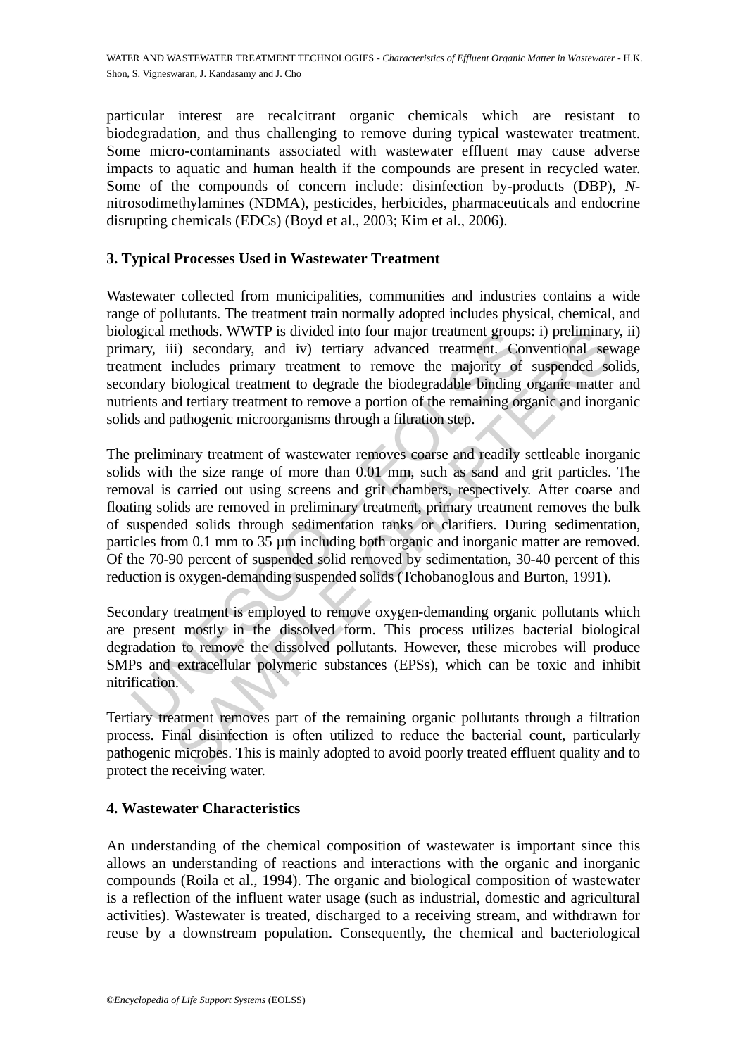particular interest are recalcitrant organic chemicals which are resistant to biodegradation, and thus challenging to remove during typical wastewater treatment. Some micro-contaminants associated with wastewater effluent may cause adverse impacts to aquatic and human health if the compounds are present in recycled water. Some of the compounds of concern include: disinfection by-products (DBP), *N*-nitrosodimethylamines (NDMA), pesticides, herbicides, pharmaceuticals and endocrine disrupting chemicals (EDCs) (Boyd et al., 2003; Kim et al., 2006).

## 3. Typical Processes Used in Wastewater Treatment

Wastewater collected from municipalities, communities and industries contains a wide range of pollutants. The treatment train normally adopted includes physical, chemical, and biological methods. WWTP is divided into four major treatment groups: i) preliminary, ii) primary, iii) secondary, and iv) tertiary advanced treatment. Conventional sewage treatment includes primary treatment to remove the majority of suspended solids, secondary biological treatment to degrade the biodegradable binding organic matter and nutrients and tertiary treatment to remove a portion of the remaining organic and inorganic solids and pathogenic microorganisms through a filtration step.

The preliminary treatment of wastewater removes coarse and readily settleable inorganic solids with the size range of more than 0.01 mm, such as sand and grit particles. The removal is carried out using screens and grit chambers, respectively. After coarse and floating solids are removed in preliminary treatment, primary treatment removes the bulk of suspended solids through sedimentation tanks or clarifiers. During sedimentation, particles from 0.1 mm to 35 μm including both organic and inorganic matter are removed. Of the 70-90 percent of suspended solid removed by sedimentation, 30-40 percent of this reduction is oxygen-demanding suspended solids (Tchobanoglous and Burton, 1991).

Secondary treatment is employed to remove oxygen-demanding organic pollutants which are present mostly in the dissolved form. This process utilizes bacterial biological degradation to remove the dissolved pollutants. However, these microbes will produce SMPs and extracellular polymeric substances (EPSs), which can be toxic and inhibit nitrification.

Tertiary treatment removes part of the remaining organic pollutants through a filtration process. Final disinfection is often utilized to reduce the bacterial count, particularly pathogenic microbes. This is mainly adopted to avoid poorly treated effluent quality and to protect the receiving water.

## 4. Wastewater Characteristics

An understanding of the chemical composition of wastewater is important since this allows an understanding of reactions and interactions with the organic and inorganic compounds (Roila et al., 1994). The organic and biological composition of wastewater is a reflection of the influent water usage (such as industrial, domestic and agricultural activities). Wastewater is treated, discharged to a receiving stream, and withdrawn for reuse by a downstream population. Consequently, the chemical and bacteriological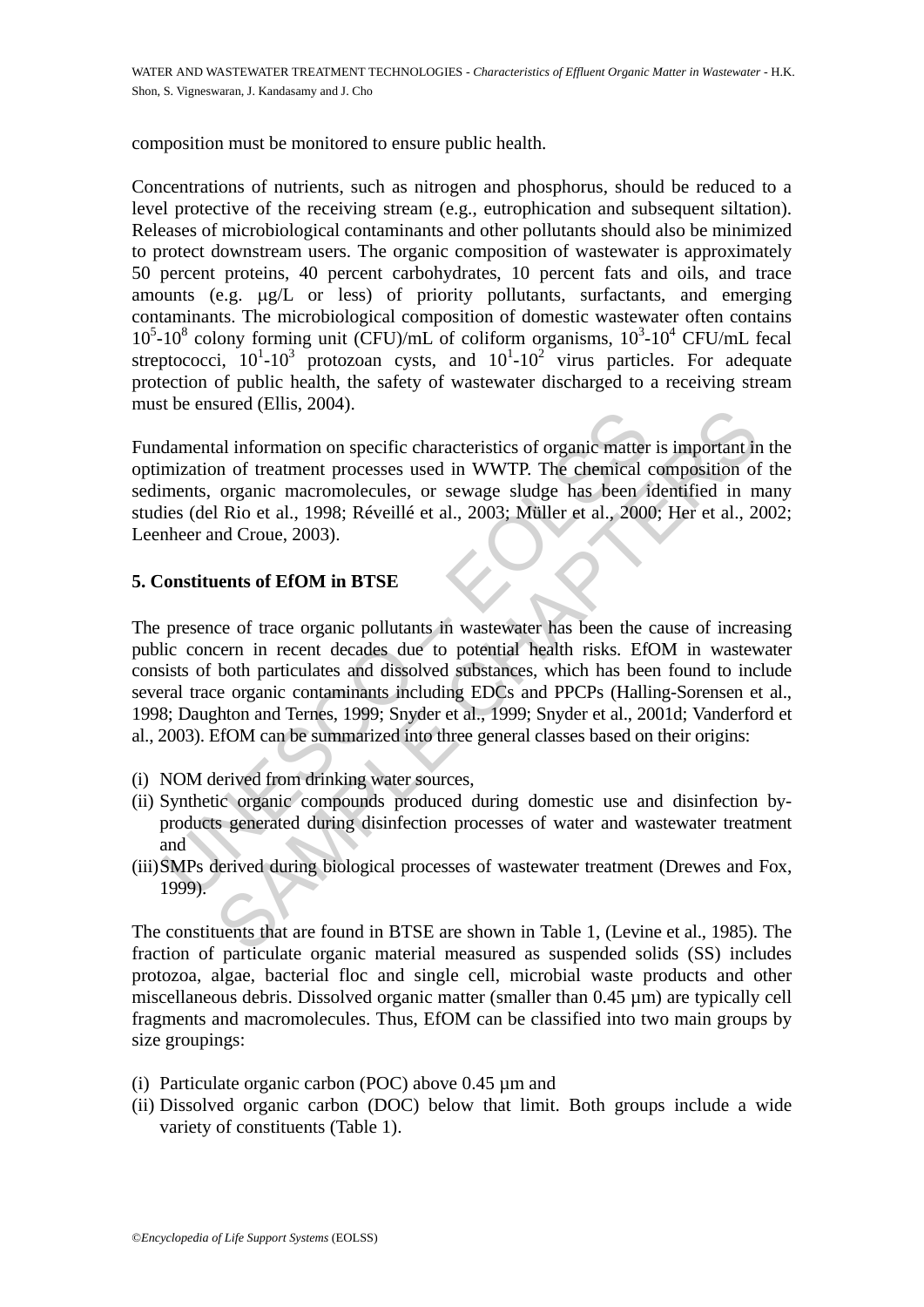composition must be monitored to ensure public health.

Concentrations of nutrients, such as nitrogen and phosphorus, should be reduced to a level protective of the receiving stream (e.g., eutrophication and subsequent siltation). Releases of microbiological contaminants and other pollutants should also be minimized to protect downstream users. The organic composition of wastewater is approximately 50 percent proteins, 40 percent carbohydrates, 10 percent fats and oils, and trace amounts (e.g. μg/L or less) of priority pollutants, surfactants, and emerging contaminants. The microbiological composition of domestic wastewater often contains $10^5$-$10^8$ colony forming unit (CFU)/mL of coliform organisms, $10^3$-$10^4$ CFU/mL fecal streptococci, $10^1$-$10^3$ protozoan cysts, and $10^1$-$10^2$ virus particles. For adequate protection of public health, the safety of wastewater discharged to a receiving stream must be ensured (Ellis, 2004).

Fundamental information on specific characteristics of organic matter is important in the optimization of treatment processes used in WWTP. The chemical composition of the sediments, organic macromolecules, or sewage sludge has been identified in many studies (del Rio et al., 1998; Réveillé et al., 2003; Müller et al., 2000; Her et al., 2002; Leenheer and Croue, 2003).

## 5. Constituents of EfOM in BTSE

The presence of trace organic pollutants in wastewater has been the cause of increasing public concern in recent decades due to potential health risks. EfOM in wastewater consists of both particulates and dissolved substances, which has been found to include several trace organic contaminants including EDCs and PPCPs (Halling-Sorensen et al., 1998; Daughton and Ternes, 1999; Snyder et al., 1999; Snyder et al., 2001d; Vanderford et al., 2003). EfOM can be summarized into three general classes based on their origins:

(i) NOM derived from drinking water sources,
(ii) Synthetic organic compounds produced during domestic use and disinfection by-products generated during disinfection processes of water and wastewater treatment and
(iii) SMPs derived during biological processes of wastewater treatment (Drewes and Fox, 1999).

The constituents that are found in BTSE are shown in Table 1, (Levine et al., 1985). The fraction of particulate organic material measured as suspended solids (SS) includes protozoa, algae, bacterial floc and single cell, microbial waste products and other miscellaneous debris. Dissolved organic matter (smaller than 0.45 µm) are typically cell fragments and macromolecules. Thus, EfOM can be classified into two main groups by size groupings:

(i) Particulate organic carbon (POC) above 0.45 µm and
(ii) Dissolved organic carbon (DOC) below that limit. Both groups include a wide variety of constituents (Table 1).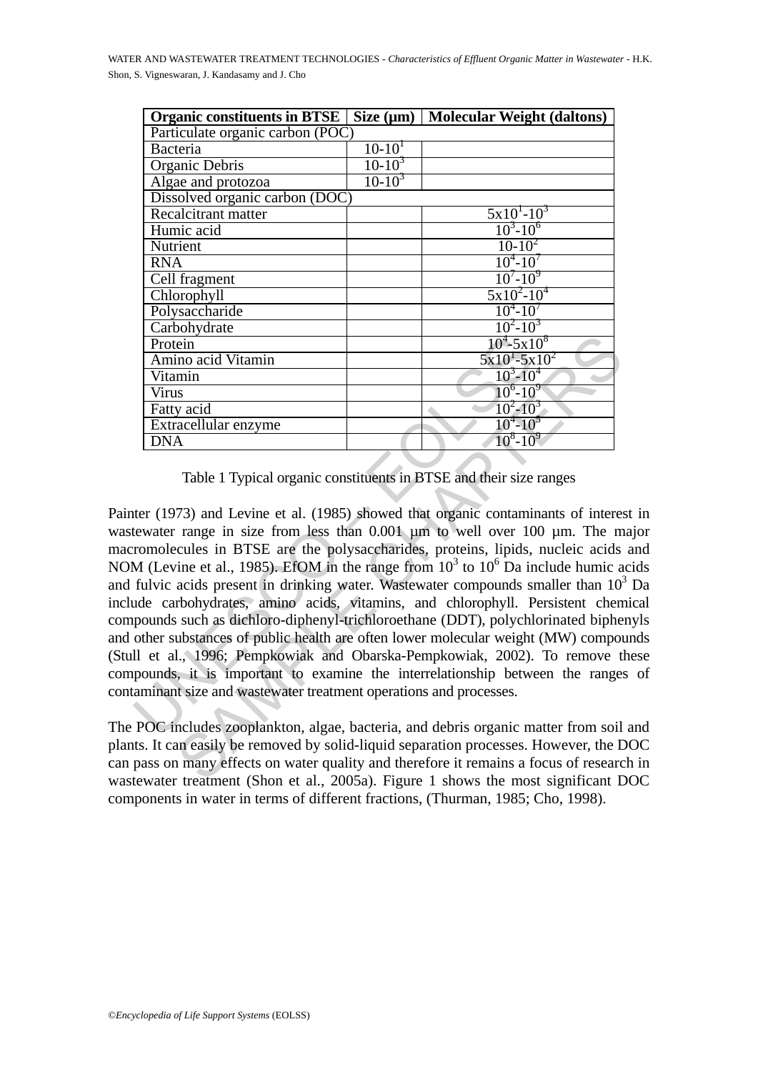| Organic constituents in BTSE | Size (μm) | Molecular Weight (daltons) |
|---|---|---|
| Particulate organic carbon (POC) | | |
| Bacteria | $10\text{-}10^1$ | |
| Organic Debris | $10\text{-}10^3$ | |
| Algae and protozoa | $10\text{-}10^3$ | |
| Dissolved organic carbon (DOC) | | |
| Recalcitrant matter | | $5\text{x}10^1\text{-}10^3$ |
| Humic acid | | $10^3\text{-}10^6$ |
| Nutrient | | $10\text{-}10^2$ |
| RNA | | $10^4\text{-}10^7$ |
| Cell fragment | | $10^7\text{-}10^9$ |
| Chlorophyll | | $5\text{x}10^2\text{-}10^4$ |
| Polysaccharide | | $10^4\text{-}10^7$ |
| Carbohydrate | | $10^2\text{-}10^3$ |
| Protein | | $10^4\text{-}5\text{x}10^8$ |
| Amino acid Vitamin | | $5\text{x}10^1\text{-}5\text{x}10^2$ |
| Vitamin | | $10^3\text{-}10^4$ |
| Virus | | $10^6\text{-}10^9$ |
| Fatty acid | | $10^2\text{-}10^3$ |
| Extracellular enzyme | | $10^4\text{-}10^5$ |
| DNA | | $10^8\text{-}10^9$ |

Table 1 Typical organic constituents in BTSE and their size ranges

Painter (1973) and Levine et al. (1985) showed that organic contaminants of interest in wastewater range in size from less than 0.001 μm to well over 100 μm. The major macromolecules in BTSE are the polysaccharides, proteins, lipids, nucleic acids and NOM (Levine et al., 1985). EfOM in the range from $10^3$ to $10^6$ Da include humic acids and fulvic acids present in drinking water. Wastewater compounds smaller than $10^3$ Da include carbohydrates, amino acids, vitamins, and chlorophyll. Persistent chemical compounds such as dichloro-diphenyl-trichloroethane (DDT), polychlorinated biphenyls and other substances of public health are often lower molecular weight (MW) compounds (Stull et al., 1996; Pempkowiak and Obarska-Pempkowiak, 2002). To remove these compounds, it is important to examine the interrelationship between the ranges of contaminant size and wastewater treatment operations and processes.

The POC includes zooplankton, algae, bacteria, and debris organic matter from soil and plants. It can easily be removed by solid-liquid separation processes. However, the DOC can pass on many effects on water quality and therefore it remains a focus of research in wastewater treatment (Shon et al., 2005a). Figure 1 shows the most significant DOC components in water in terms of different fractions, (Thurman, 1985; Cho, 1998).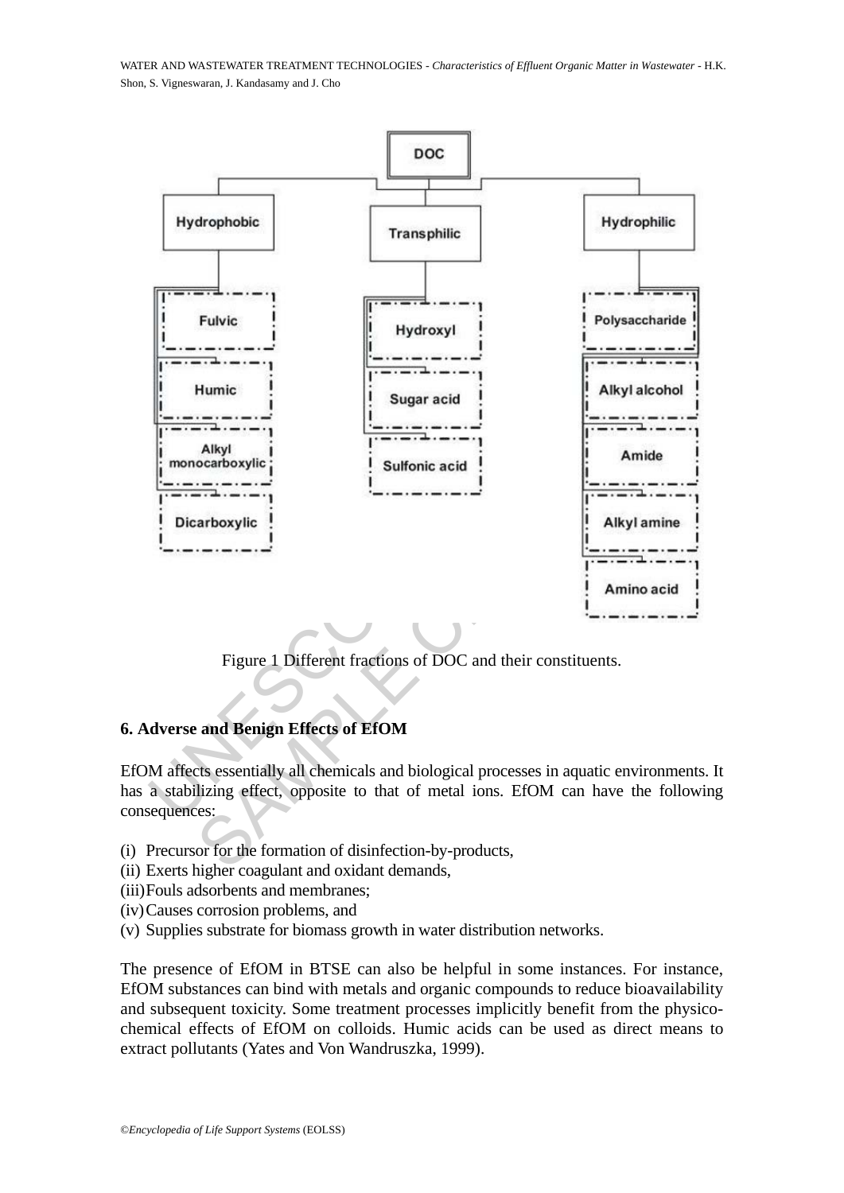Figure 1 Different fractions of DOC and their constituents.

## 6. Adverse and Benign Effects of EfOM

EfOM affects essentially all chemicals and biological processes in aquatic environments. It has a stabilizing effect, opposite to that of metal ions. EfOM can have the following consequences:

(i) Precursor for the formation of disinfection-by-products,
(ii) Exerts higher coagulant and oxidant demands,
(iii) Fouls adsorbents and membranes;
(iv) Causes corrosion problems, and
(v) Supplies substrate for biomass growth in water distribution networks.

The presence of EfOM in BTSE can also be helpful in some instances. For instance, EfOM substances can bind with metals and organic compounds to reduce bioavailability and subsequent toxicity. Some treatment processes implicitly benefit from the physico-chemical effects of EfOM on colloids. Humic acids can be used as direct means to extract pollutants (Yates and Von Wandruszka, 1999).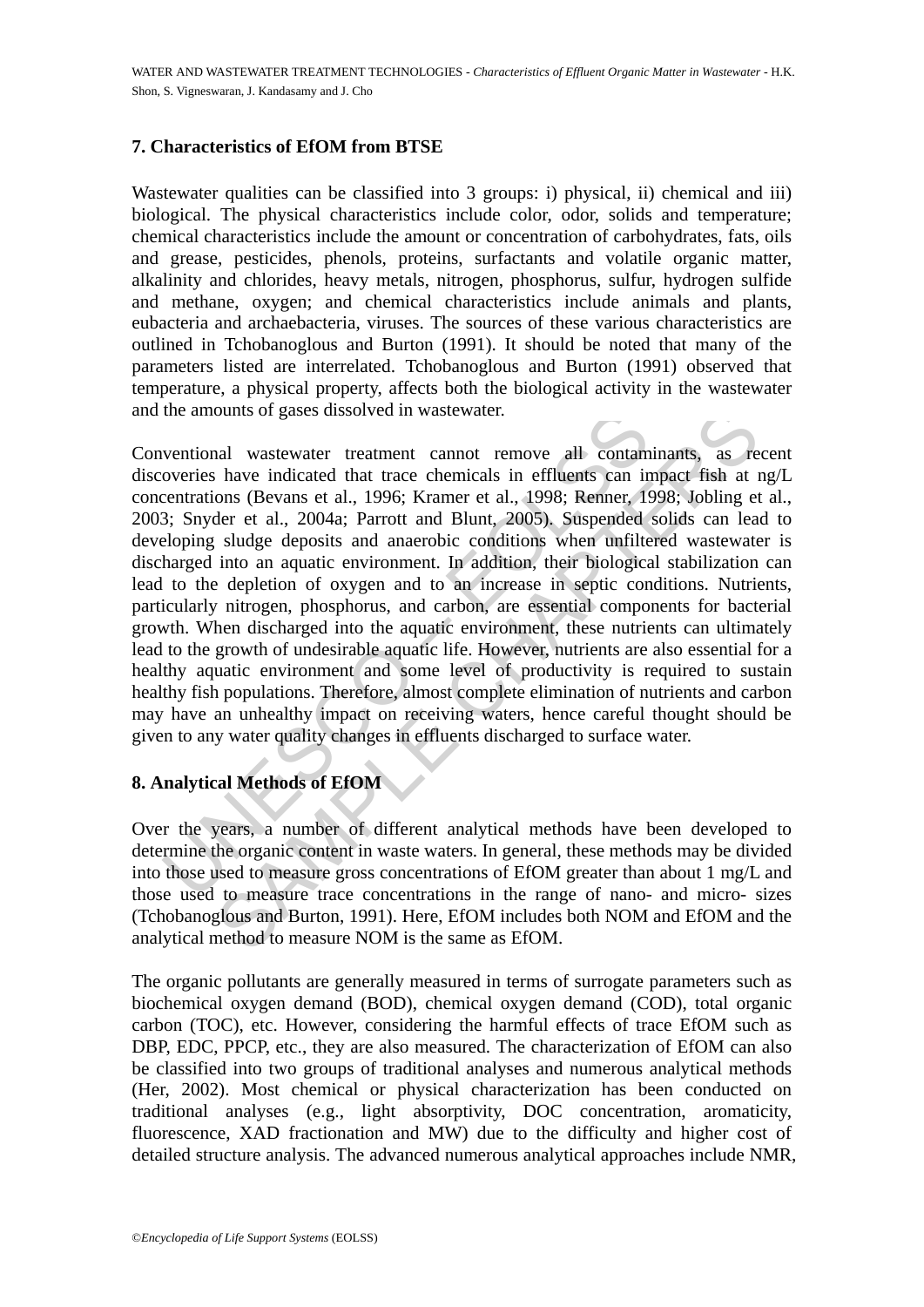## 7. Characteristics of EfOM from BTSE

Wastewater qualities can be classified into 3 groups: i) physical, ii) chemical and iii) biological. The physical characteristics include color, odor, solids and temperature; chemical characteristics include the amount or concentration of carbohydrates, fats, oils and grease, pesticides, phenols, proteins, surfactants and volatile organic matter, alkalinity and chlorides, heavy metals, nitrogen, phosphorus, sulfur, hydrogen sulfide and methane, oxygen; and chemical characteristics include animals and plants, eubacteria and archaebacteria, viruses. The sources of these various characteristics are outlined in Tchobanoglous and Burton (1991). It should be noted that many of the parameters listed are interrelated. Tchobanoglous and Burton (1991) observed that temperature, a physical property, affects both the biological activity in the wastewater and the amounts of gases dissolved in wastewater.

Conventional wastewater treatment cannot remove all contaminants, as recent discoveries have indicated that trace chemicals in effluents can impact fish at ng/L concentrations (Bevans et al., 1996; Kramer et al., 1998; Renner, 1998; Jobling et al., 2003; Snyder et al., 2004a; Parrott and Blunt, 2005). Suspended solids can lead to developing sludge deposits and anaerobic conditions when unfiltered wastewater is discharged into an aquatic environment. In addition, their biological stabilization can lead to the depletion of oxygen and to an increase in septic conditions. Nutrients, particularly nitrogen, phosphorus, and carbon, are essential components for bacterial growth. When discharged into the aquatic environment, these nutrients can ultimately lead to the growth of undesirable aquatic life. However, nutrients are also essential for a healthy aquatic environment and some level of productivity is required to sustain healthy fish populations. Therefore, almost complete elimination of nutrients and carbon may have an unhealthy impact on receiving waters, hence careful thought should be given to any water quality changes in effluents discharged to surface water.

## 8. Analytical Methods of EfOM

Over the years, a number of different analytical methods have been developed to determine the organic content in waste waters. In general, these methods may be divided into those used to measure gross concentrations of EfOM greater than about 1 mg/L and those used to measure trace concentrations in the range of nano- and micro- sizes (Tchobanoglous and Burton, 1991). Here, EfOM includes both NOM and EfOM and the analytical method to measure NOM is the same as EfOM.

The organic pollutants are generally measured in terms of surrogate parameters such as biochemical oxygen demand (BOD), chemical oxygen demand (COD), total organic carbon (TOC), etc. However, considering the harmful effects of trace EfOM such as DBP, EDC, PPCP, etc., they are also measured. The characterization of EfOM can also be classified into two groups of traditional analyses and numerous analytical methods (Her, 2002). Most chemical or physical characterization has been conducted on traditional analyses (e.g., light absorptivity, DOC concentration, aromaticity, fluorescence, XAD fractionation and MW) due to the difficulty and higher cost of detailed structure analysis. The advanced numerous analytical approaches include NMR,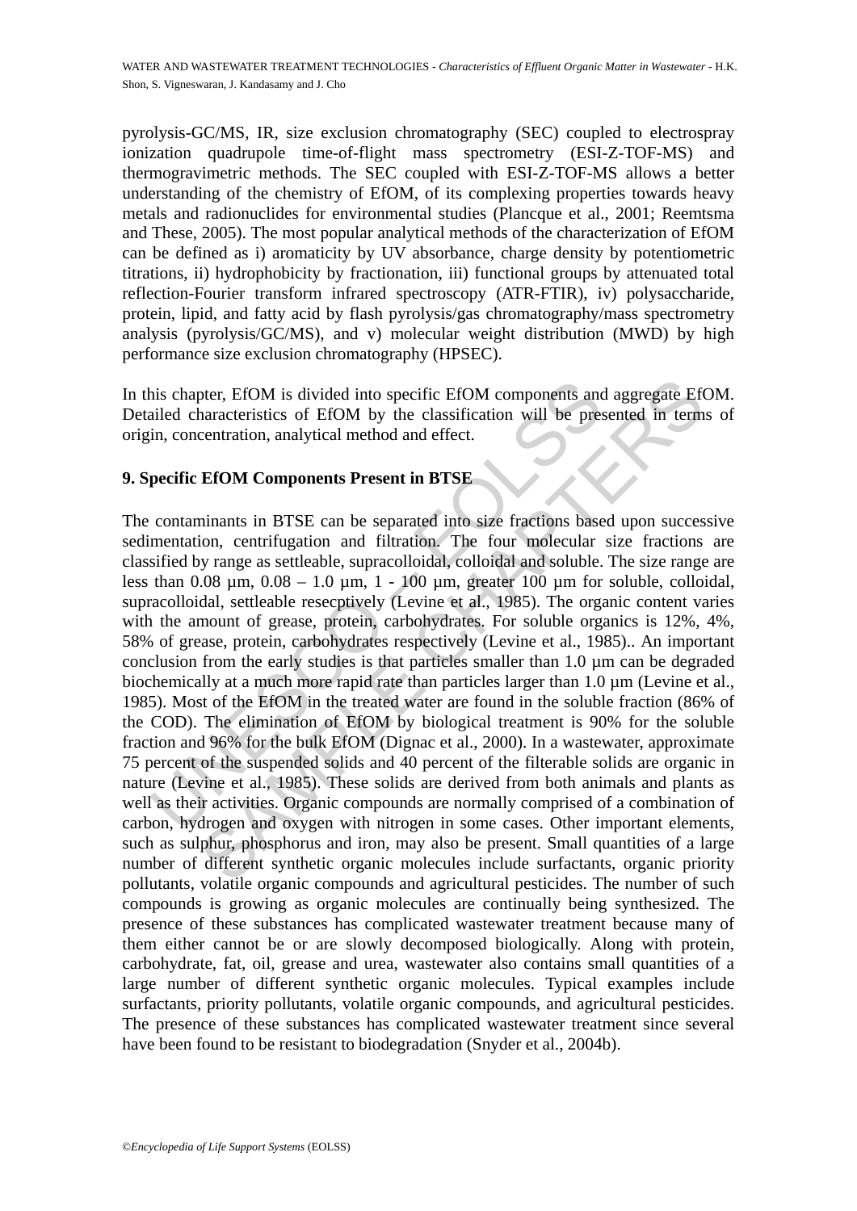pyrolysis-GC/MS, IR, size exclusion chromatography (SEC) coupled to electrospray ionization quadrupole time-of-flight mass spectrometry (ESI-Z-TOF-MS) and thermogravimetric methods. The SEC coupled with ESI-Z-TOF-MS allows a better understanding of the chemistry of EfOM, of its complexing properties towards heavy metals and radionuclides for environmental studies (Plancque et al., 2001; Reemtsma and These, 2005). The most popular analytical methods of the characterization of EfOM can be defined as i) aromaticity by UV absorbance, charge density by potentiometric titrations, ii) hydrophobicity by fractionation, iii) functional groups by attenuated total reflection-Fourier transform infrared spectroscopy (ATR-FTIR), iv) polysaccharide, protein, lipid, and fatty acid by flash pyrolysis/gas chromatography/mass spectrometry analysis (pyrolysis/GC/MS), and v) molecular weight distribution (MWD) by high performance size exclusion chromatography (HPSEC).

In this chapter, EfOM is divided into specific EfOM components and aggregate EfOM. Detailed characteristics of EfOM by the classification will be presented in terms of origin, concentration, analytical method and effect.

## 9. Specific EfOM Components Present in BTSE

The contaminants in BTSE can be separated into size fractions based upon successive sedimentation, centrifugation and filtration. The four molecular size fractions are classified by range as settleable, supracolloidal, colloidal and soluble. The size range are less than 0.08 µm, 0.08 – 1.0 µm, 1 - 100 µm, greater 100 µm for soluble, colloidal, supracolloidal, settleable resecptively (Levine et al., 1985). The organic content varies with the amount of grease, protein, carbohydrates. For soluble organics is 12%, 4%, 58% of grease, protein, carbohydrates respectively (Levine et al., 1985).. An important conclusion from the early studies is that particles smaller than 1.0 µm can be degraded biochemically at a much more rapid rate than particles larger than 1.0 µm (Levine et al., 1985). Most of the EfOM in the treated water are found in the soluble fraction (86% of the COD). The elimination of EfOM by biological treatment is 90% for the soluble fraction and 96% for the bulk EfOM (Dignac et al., 2000). In a wastewater, approximate 75 percent of the suspended solids and 40 percent of the filterable solids are organic in nature (Levine et al., 1985). These solids are derived from both animals and plants as well as their activities. Organic compounds are normally comprised of a combination of carbon, hydrogen and oxygen with nitrogen in some cases. Other important elements, such as sulphur, phosphorus and iron, may also be present. Small quantities of a large number of different synthetic organic molecules include surfactants, organic priority pollutants, volatile organic compounds and agricultural pesticides. The number of such compounds is growing as organic molecules are continually being synthesized. The presence of these substances has complicated wastewater treatment because many of them either cannot be or are slowly decomposed biologically. Along with protein, carbohydrate, fat, oil, grease and urea, wastewater also contains small quantities of a large number of different synthetic organic molecules. Typical examples include surfactants, priority pollutants, volatile organic compounds, and agricultural pesticides. The presence of these substances has complicated wastewater treatment since several have been found to be resistant to biodegradation (Snyder et al., 2004b).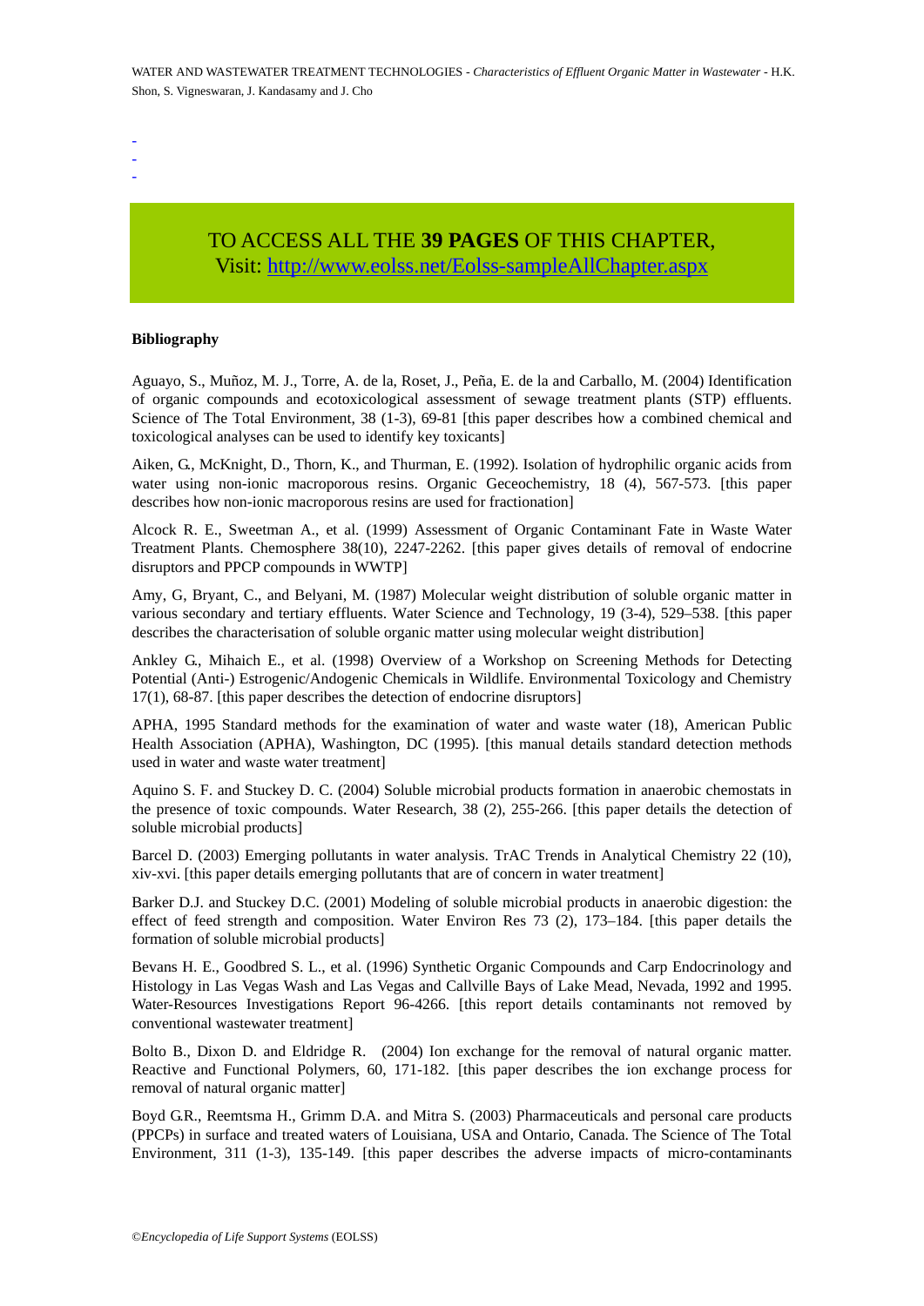-
-
-

TO ACCESS ALL THE **39 PAGES** OF THIS CHAPTER,
Visit: http://www.eolss.net/Eolss-sampleAllChapter.aspx

**Bibliography**

Aguayo, S., Muñoz, M. J., Torre, A. de la, Roset, J., Peña, E. de la and Carballo, M. (2004) Identification of organic compounds and ecotoxicological assessment of sewage treatment plants (STP) effluents. Science of The Total Environment, 38 (1-3), 69-81 [this paper describes how a combined chemical and toxicological analyses can be used to identify key toxicants]

Aiken, G., McKnight, D., Thorn, K., and Thurman, E. (1992). Isolation of hydrophilic organic acids from water using non-ionic macroporous resins. Organic Geceochemistry, 18 (4), 567-573. [this paper describes how non-ionic macroporous resins are used for fractionation]

Alcock R. E., Sweetman A., et al. (1999) Assessment of Organic Contaminant Fate in Waste Water Treatment Plants. Chemosphere 38(10), 2247-2262. [this paper gives details of removal of endocrine disruptors and PPCP compounds in WWTP]

Amy, G, Bryant, C., and Belyani, M. (1987) Molecular weight distribution of soluble organic matter in various secondary and tertiary effluents. Water Science and Technology, 19 (3-4), 529–538. [this paper describes the characterisation of soluble organic matter using molecular weight distribution]

Ankley G., Mihaich E., et al. (1998) Overview of a Workshop on Screening Methods for Detecting Potential (Anti-) Estrogenic/Andogenic Chemicals in Wildlife. Environmental Toxicology and Chemistry 17(1), 68-87. [this paper describes the detection of endocrine disruptors]

APHA, 1995 Standard methods for the examination of water and waste water (18), American Public Health Association (APHA), Washington, DC (1995). [this manual details standard detection methods used in water and waste water treatment]

Aquino S. F. and Stuckey D. C. (2004) Soluble microbial products formation in anaerobic chemostats in the presence of toxic compounds. Water Research, 38 (2), 255-266. [this paper details the detection of soluble microbial products]

Barcel D. (2003) Emerging pollutants in water analysis. TrAC Trends in Analytical Chemistry 22 (10), xiv-xvi. [this paper details emerging pollutants that are of concern in water treatment]

Barker D.J. and Stuckey D.C. (2001) Modeling of soluble microbial products in anaerobic digestion: the effect of feed strength and composition. Water Environ Res 73 (2), 173–184. [this paper details the formation of soluble microbial products]

Bevans H. E., Goodbred S. L., et al. (1996) Synthetic Organic Compounds and Carp Endocrinology and Histology in Las Vegas Wash and Las Vegas and Callville Bays of Lake Mead, Nevada, 1992 and 1995. Water-Resources Investigations Report 96-4266. [this report details contaminants not removed by conventional wastewater treatment]

Bolto B., Dixon D. and Eldridge R. (2004) Ion exchange for the removal of natural organic matter. Reactive and Functional Polymers, 60, 171-182. [this paper describes the ion exchange process for removal of natural organic matter]

Boyd G.R., Reemtsma H., Grimm D.A. and Mitra S. (2003) Pharmaceuticals and personal care products (PPCPs) in surface and treated waters of Louisiana, USA and Ontario, Canada. The Science of The Total Environment, 311 (1-3), 135-149. [this paper describes the adverse impacts of micro-contaminants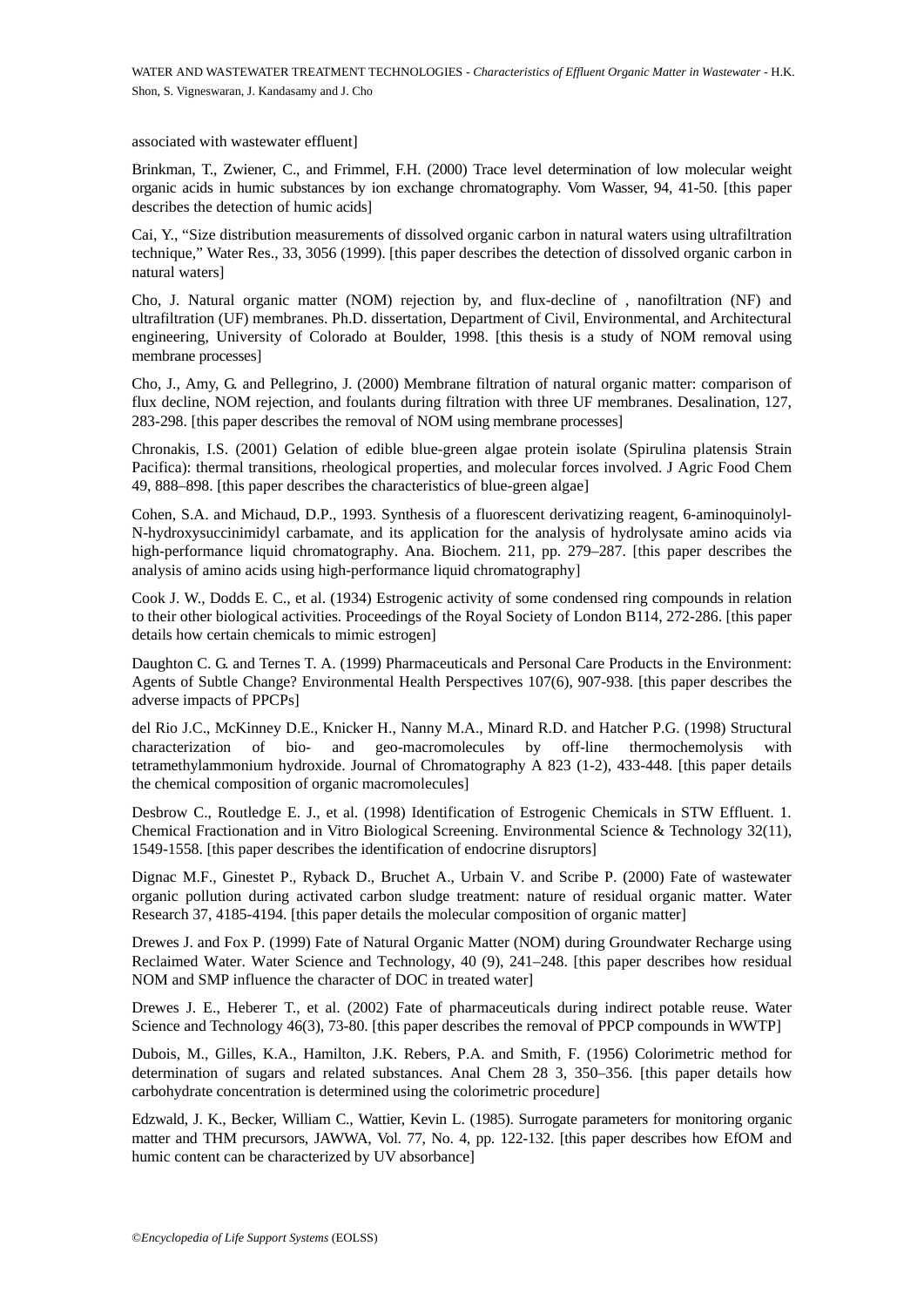associated with wastewater effluent]

Brinkman, T., Zwiener, C., and Frimmel, F.H. (2000) Trace level determination of low molecular weight organic acids in humic substances by ion exchange chromatography. Vom Wasser, 94, 41-50. [this paper describes the detection of humic acids]

Cai, Y., "Size distribution measurements of dissolved organic carbon in natural waters using ultrafiltration technique," Water Res., 33, 3056 (1999). [this paper describes the detection of dissolved organic carbon in natural waters]

Cho, J. Natural organic matter (NOM) rejection by, and flux-decline of , nanofiltration (NF) and ultrafiltration (UF) membranes. Ph.D. dissertation, Department of Civil, Environmental, and Architectural engineering, University of Colorado at Boulder, 1998. [this thesis is a study of NOM removal using membrane processes]

Cho, J., Amy, G. and Pellegrino, J. (2000) Membrane filtration of natural organic matter: comparison of flux decline, NOM rejection, and foulants during filtration with three UF membranes. Desalination, 127, 283-298. [this paper describes the removal of NOM using membrane processes]

Chronakis, I.S. (2001) Gelation of edible blue-green algae protein isolate (Spirulina platensis Strain Pacifica): thermal transitions, rheological properties, and molecular forces involved. J Agric Food Chem 49, 888–898. [this paper describes the characteristics of blue-green algae]

Cohen, S.A. and Michaud, D.P., 1993. Synthesis of a fluorescent derivatizing reagent, 6-aminoquinolyl-N-hydroxysuccinimidyl carbamate, and its application for the analysis of hydrolysate amino acids via high-performance liquid chromatography. Ana. Biochem. 211, pp. 279–287. [this paper describes the analysis of amino acids using high-performance liquid chromatography]

Cook J. W., Dodds E. C., et al. (1934) Estrogenic activity of some condensed ring compounds in relation to their other biological activities. Proceedings of the Royal Society of London B114, 272-286. [this paper details how certain chemicals to mimic estrogen]

Daughton C. G. and Ternes T. A. (1999) Pharmaceuticals and Personal Care Products in the Environment: Agents of Subtle Change? Environmental Health Perspectives 107(6), 907-938. [this paper describes the adverse impacts of PPCPs]

del Rio J.C., McKinney D.E., Knicker H., Nanny M.A., Minard R.D. and Hatcher P.G. (1998) Structural characterization of bio- and geo-macromolecules by off-line thermochemolysis with tetramethylammonium hydroxide. Journal of Chromatography A 823 (1-2), 433-448. [this paper details the chemical composition of organic macromolecules]

Desbrow C., Routledge E. J., et al. (1998) Identification of Estrogenic Chemicals in STW Effluent. 1. Chemical Fractionation and in Vitro Biological Screening. Environmental Science & Technology 32(11), 1549-1558. [this paper describes the identification of endocrine disruptors]

Dignac M.F., Ginestet P., Ryback D., Bruchet A., Urbain V. and Scribe P. (2000) Fate of wastewater organic pollution during activated carbon sludge treatment: nature of residual organic matter. Water Research 37, 4185-4194. [this paper details the molecular composition of organic matter]

Drewes J. and Fox P. (1999) Fate of Natural Organic Matter (NOM) during Groundwater Recharge using Reclaimed Water. Water Science and Technology, 40 (9), 241–248. [this paper describes how residual NOM and SMP influence the character of DOC in treated water]

Drewes J. E., Heberer T., et al. (2002) Fate of pharmaceuticals during indirect potable reuse. Water Science and Technology 46(3), 73-80. [this paper describes the removal of PPCP compounds in WWTP]

Dubois, M., Gilles, K.A., Hamilton, J.K. Rebers, P.A. and Smith, F. (1956) Colorimetric method for determination of sugars and related substances. Anal Chem 28 3, 350–356. [this paper details how carbohydrate concentration is determined using the colorimetric procedure]

Edzwald, J. K., Becker, William C., Wattier, Kevin L. (1985). Surrogate parameters for monitoring organic matter and THM precursors, JAWWA, Vol. 77, No. 4, pp. 122-132. [this paper describes how EfOM and humic content can be characterized by UV absorbance]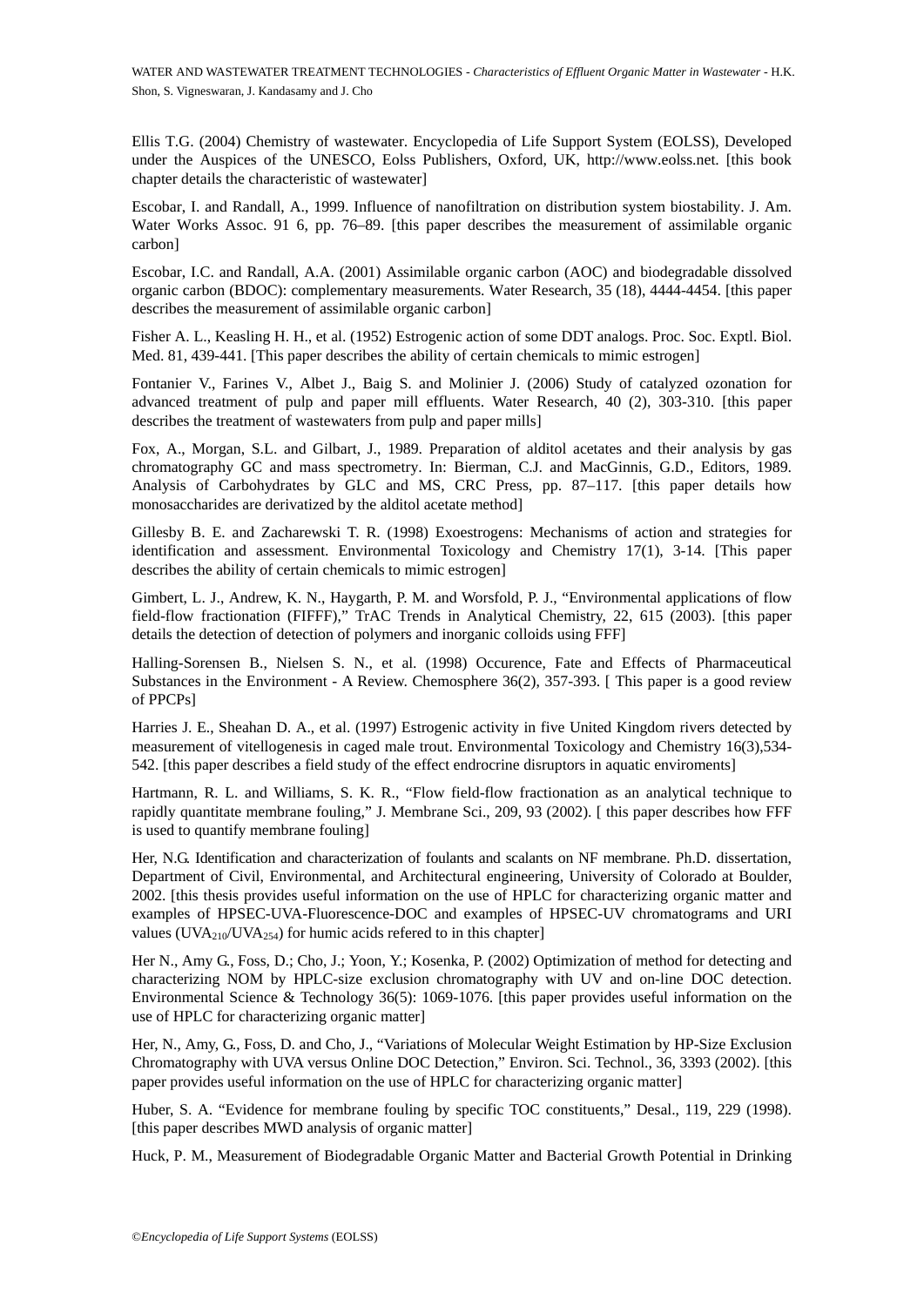Ellis T.G. (2004) Chemistry of wastewater. Encyclopedia of Life Support System (EOLSS), Developed under the Auspices of the UNESCO, Eolss Publishers, Oxford, UK, http://www.eolss.net. [this book chapter details the characteristic of wastewater]

Escobar, I. and Randall, A., 1999. Influence of nanofiltration on distribution system biostability. J. Am. Water Works Assoc. 91 6, pp. 76–89. [this paper describes the measurement of assimilable organic carbon]

Escobar, I.C. and Randall, A.A. (2001) Assimilable organic carbon (AOC) and biodegradable dissolved organic carbon (BDOC): complementary measurements. Water Research, 35 (18), 4444-4454. [this paper describes the measurement of assimilable organic carbon]

Fisher A. L., Keasling H. H., et al. (1952) Estrogenic action of some DDT analogs. Proc. Soc. Exptl. Biol. Med. 81, 439-441. [This paper describes the ability of certain chemicals to mimic estrogen]

Fontanier V., Farines V., Albet J., Baig S. and Molinier J. (2006) Study of catalyzed ozonation for advanced treatment of pulp and paper mill effluents. Water Research, 40 (2), 303-310. [this paper describes the treatment of wastewaters from pulp and paper mills]

Fox, A., Morgan, S.L. and Gilbart, J., 1989. Preparation of alditol acetates and their analysis by gas chromatography GC and mass spectrometry. In: Bierman, C.J. and MacGinnis, G.D., Editors, 1989. Analysis of Carbohydrates by GLC and MS, CRC Press, pp. 87–117. [this paper details how monosaccharides are derivatized by the alditol acetate method]

Gillesby B. E. and Zacharewski T. R. (1998) Exoestrogens: Mechanisms of action and strategies for identification and assessment. Environmental Toxicology and Chemistry 17(1), 3-14. [This paper describes the ability of certain chemicals to mimic estrogen]

Gimbert, L. J., Andrew, K. N., Haygarth, P. M. and Worsfold, P. J., "Environmental applications of flow field-flow fractionation (FIFFF)," TrAC Trends in Analytical Chemistry, 22, 615 (2003). [this paper details the detection of detection of polymers and inorganic colloids using FFF]

Halling-Sorensen B., Nielsen S. N., et al. (1998) Occurence, Fate and Effects of Pharmaceutical Substances in the Environment - A Review. Chemosphere 36(2), 357-393. [ This paper is a good review of PPCPs]

Harries J. E., Sheahan D. A., et al. (1997) Estrogenic activity in five United Kingdom rivers detected by measurement of vitellogenesis in caged male trout. Environmental Toxicology and Chemistry 16(3),534-542. [this paper describes a field study of the effect endrocrine disruptors in aquatic enviroments]

Hartmann, R. L. and Williams, S. K. R., "Flow field-flow fractionation as an analytical technique to rapidly quantitate membrane fouling," J. Membrane Sci., 209, 93 (2002). [ this paper describes how FFF is used to quantify membrane fouling]

Her, N.G. Identification and characterization of foulants and scalants on NF membrane. Ph.D. dissertation, Department of Civil, Environmental, and Architectural engineering, University of Colorado at Boulder, 2002. [this thesis provides useful information on the use of HPLC for characterizing organic matter and examples of HPSEC-UVA-Fluorescence-DOC and examples of HPSEC-UV chromatograms and URI values ($UVA_{210}/UVA_{254}$) for humic acids refered to in this chapter]

Her N., Amy G., Foss, D.; Cho, J.; Yoon, Y.; Kosenka, P. (2002) Optimization of method for detecting and characterizing NOM by HPLC-size exclusion chromatography with UV and on-line DOC detection. Environmental Science & Technology 36(5): 1069-1076. [this paper provides useful information on the use of HPLC for characterizing organic matter]

Her, N., Amy, G., Foss, D. and Cho, J., "Variations of Molecular Weight Estimation by HP-Size Exclusion Chromatography with UVA versus Online DOC Detection," Environ. Sci. Technol., 36, 3393 (2002). [this paper provides useful information on the use of HPLC for characterizing organic matter]

Huber, S. A. "Evidence for membrane fouling by specific TOC constituents," Desal., 119, 229 (1998). [this paper describes MWD analysis of organic matter]

Huck, P. M., Measurement of Biodegradable Organic Matter and Bacterial Growth Potential in Drinking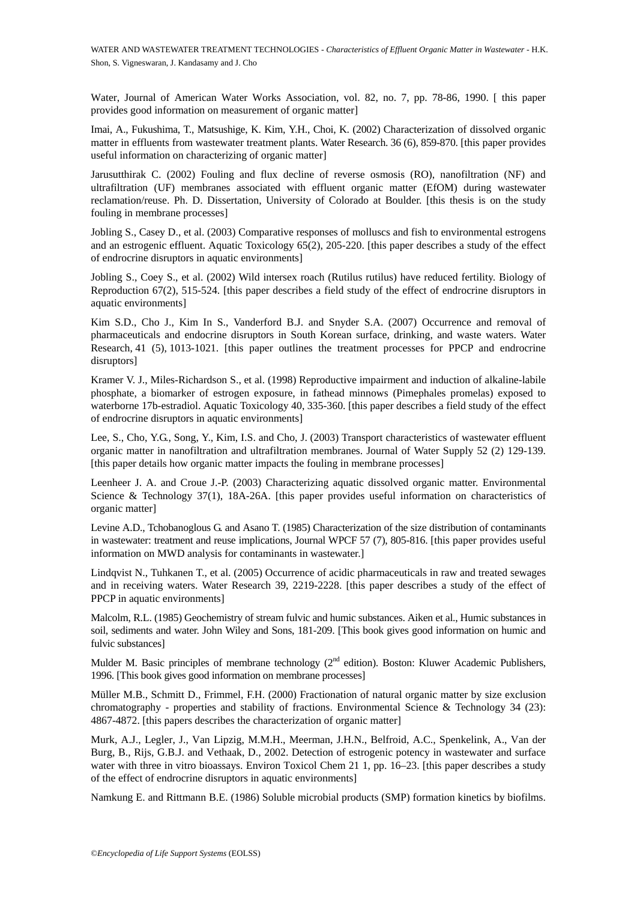Water, Journal of American Water Works Association, vol. 82, no. 7, pp. 78-86, 1990. [ this paper provides good information on measurement of organic matter]

Imai, A., Fukushima, T., Matsushige, K. Kim, Y.H., Choi, K. (2002) Characterization of dissolved organic matter in effluents from wastewater treatment plants. Water Research. 36 (6), 859-870. [this paper provides useful information on characterizing of organic matter]

Jarusutthirak C. (2002) Fouling and flux decline of reverse osmosis (RO), nanofiltration (NF) and ultrafiltration (UF) membranes associated with effluent organic matter (EfOM) during wastewater reclamation/reuse. Ph. D. Dissertation, University of Colorado at Boulder. [this thesis is on the study fouling in membrane processes]

Jobling S., Casey D., et al. (2003) Comparative responses of molluscs and fish to environmental estrogens and an estrogenic effluent. Aquatic Toxicology 65(2), 205-220. [this paper describes a study of the effect of endrocrine disruptors in aquatic environments]

Jobling S., Coey S., et al. (2002) Wild intersex roach (Rutilus rutilus) have reduced fertility. Biology of Reproduction 67(2), 515-524. [this paper describes a field study of the effect of endrocrine disruptors in aquatic environments]

Kim S.D., Cho J., Kim In S., Vanderford B.J. and Snyder S.A. (2007) Occurrence and removal of pharmaceuticals and endocrine disruptors in South Korean surface, drinking, and waste waters. Water Research, 41 (5), 1013-1021. [this paper outlines the treatment processes for PPCP and endrocrine disruptors]

Kramer V. J., Miles-Richardson S., et al. (1998) Reproductive impairment and induction of alkaline-labile phosphate, a biomarker of estrogen exposure, in fathead minnows (Pimephales promelas) exposed to waterborne 17b-estradiol. Aquatic Toxicology 40, 335-360. [this paper describes a field study of the effect of endrocrine disruptors in aquatic environments]

Lee, S., Cho, Y.G., Song, Y., Kim, I.S. and Cho, J. (2003) Transport characteristics of wastewater effluent organic matter in nanofiltration and ultrafiltration membranes. Journal of Water Supply 52 (2) 129-139. [this paper details how organic matter impacts the fouling in membrane processes]

Leenheer J. A. and Croue J.-P. (2003) Characterizing aquatic dissolved organic matter. Environmental Science & Technology 37(1), 18A-26A. [this paper provides useful information on characteristics of organic matter]

Levine A.D., Tchobanoglous G. and Asano T. (1985) Characterization of the size distribution of contaminants in wastewater: treatment and reuse implications, Journal WPCF 57 (7), 805-816. [this paper provides useful information on MWD analysis for contaminants in wastewater.]

Lindqvist N., Tuhkanen T., et al. (2005) Occurrence of acidic pharmaceuticals in raw and treated sewages and in receiving waters. Water Research 39, 2219-2228. [this paper describes a study of the effect of PPCP in aquatic environments]

Malcolm, R.L. (1985) Geochemistry of stream fulvic and humic substances. Aiken et al., Humic substances in soil, sediments and water. John Wiley and Sons, 181-209. [This book gives good information on humic and fulvic substances]

Mulder M. Basic principles of membrane technology (2nd edition). Boston: Kluwer Academic Publishers, 1996. [This book gives good information on membrane processes]

Müller M.B., Schmitt D., Frimmel, F.H. (2000) Fractionation of natural organic matter by size exclusion chromatography - properties and stability of fractions. Environmental Science & Technology 34 (23): 4867-4872. [this papers describes the characterization of organic matter]

Murk, A.J., Legler, J., Van Lipzig, M.M.H., Meerman, J.H.N., Belfroid, A.C., Spenkelink, A., Van der Burg, B., Rijs, G.B.J. and Vethaak, D., 2002. Detection of estrogenic potency in wastewater and surface water with three in vitro bioassays. Environ Toxicol Chem 21 1, pp. 16–23. [this paper describes a study of the effect of endrocrine disruptors in aquatic environments]

Namkung E. and Rittmann B.E. (1986) Soluble microbial products (SMP) formation kinetics by biofilms.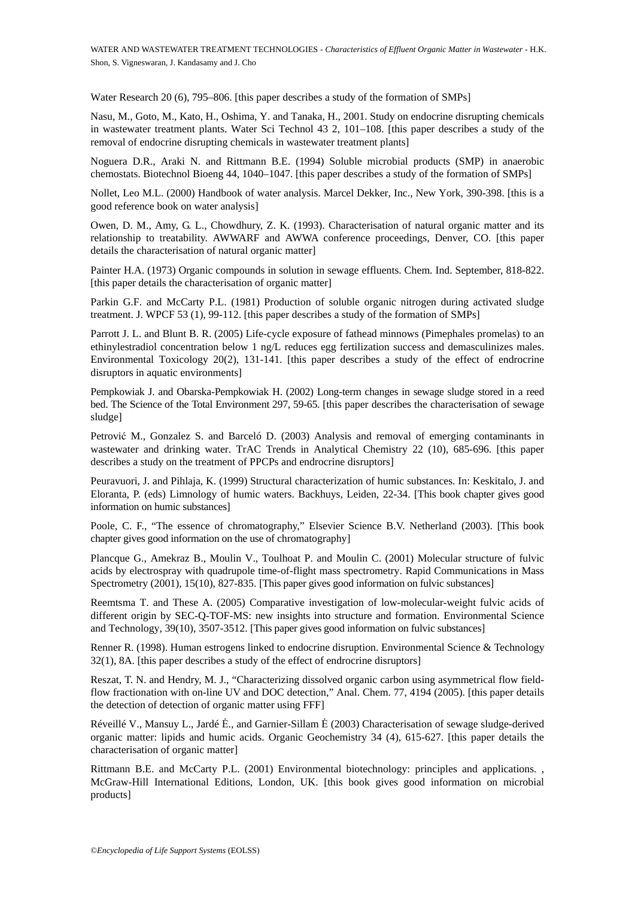Water Research 20 (6), 795–806. [this paper describes a study of the formation of SMPs]

Nasu, M., Goto, M., Kato, H., Oshima, Y. and Tanaka, H., 2001. Study on endocrine disrupting chemicals in wastewater treatment plants. Water Sci Technol 43 2, 101–108. [this paper describes a study of the removal of endocrine disrupting chemicals in wastewater treatment plants]

Noguera D.R., Araki N. and Rittmann B.E. (1994) Soluble microbial products (SMP) in anaerobic chemostats. Biotechnol Bioeng 44, 1040–1047. [this paper describes a study of the formation of SMPs]

Nollet, Leo M.L. (2000) Handbook of water analysis. Marcel Dekker, Inc., New York, 390-398. [this is a good reference book on water analysis]

Owen, D. M., Amy, G. L., Chowdhury, Z. K. (1993). Characterisation of natural organic matter and its relationship to treatability. AWWARF and AWWA conference proceedings, Denver, CO. [this paper details the characterisation of natural organic matter]

Painter H.A. (1973) Organic compounds in solution in sewage effluents. Chem. Ind. September, 818-822. [this paper details the characterisation of organic matter]

Parkin G.F. and McCarty P.L. (1981) Production of soluble organic nitrogen during activated sludge treatment. J. WPCF 53 (1), 99-112. [this paper describes a study of the formation of SMPs]

Parrott J. L. and Blunt B. R. (2005) Life-cycle exposure of fathead minnows (Pimephales promelas) to an ethinylestradiol concentration below 1 ng/L reduces egg fertilization success and demasculinizes males. Environmental Toxicology 20(2), 131-141. [this paper describes a study of the effect of endrocrine disruptors in aquatic environments]

Pempkowiak J. and Obarska-Pempkowiak H. (2002) Long-term changes in sewage sludge stored in a reed bed. The Science of the Total Environment 297, 59-65. [this paper describes the characterisation of sewage sludge]

Petrović M., Gonzalez S. and Barceló D. (2003) Analysis and removal of emerging contaminants in wastewater and drinking water. TrAC Trends in Analytical Chemistry 22 (10), 685-696. [this paper describes a study on the treatment of PPCPs and endrocrine disruptors]

Peuravuori, J. and Pihlaja, K. (1999) Structural characterization of humic substances. In: Keskitalo, J. and Eloranta, P. (eds) Limnology of humic waters. Backhuys, Leiden, 22-34. [This book chapter gives good information on humic substances]

Poole, C. F., "The essence of chromatography," Elsevier Science B.V. Netherland (2003). [This book chapter gives good information on the use of chromatography]

Plancque G., Amekraz B., Moulin V., Toulhoat P. and Moulin C. (2001) Molecular structure of fulvic acids by electrospray with quadrupole time-of-flight mass spectrometry. Rapid Communications in Mass Spectrometry (2001), 15(10), 827-835. [This paper gives good information on fulvic substances]

Reemtsma T. and These A. (2005) Comparative investigation of low-molecular-weight fulvic acids of different origin by SEC-Q-TOF-MS: new insights into structure and formation. Environmental Science and Technology, 39(10), 3507-3512. [This paper gives good information on fulvic substances]

Renner R. (1998). Human estrogens linked to endocrine disruption. Environmental Science & Technology 32(1), 8A. [this paper describes a study of the effect of endrocrine disruptors]

Reszat, T. N. and Hendry, M. J., "Characterizing dissolved organic carbon using asymmetrical flow field-flow fractionation with on-line UV and DOC detection," Anal. Chem. 77, 4194 (2005). [this paper details the detection of detection of organic matter using FFF]

Réveillé V., Mansuy L., Jardé Ė., and Garnier-Sillam Ė (2003) Characterisation of sewage sludge-derived organic matter: lipids and humic acids. Organic Geochemistry 34 (4), 615-627. [this paper details the characterisation of organic matter]

Rittmann B.E. and McCarty P.L. (2001) Environmental biotechnology: principles and applications. , McGraw-Hill International Editions, London, UK. [this book gives good information on microbial products]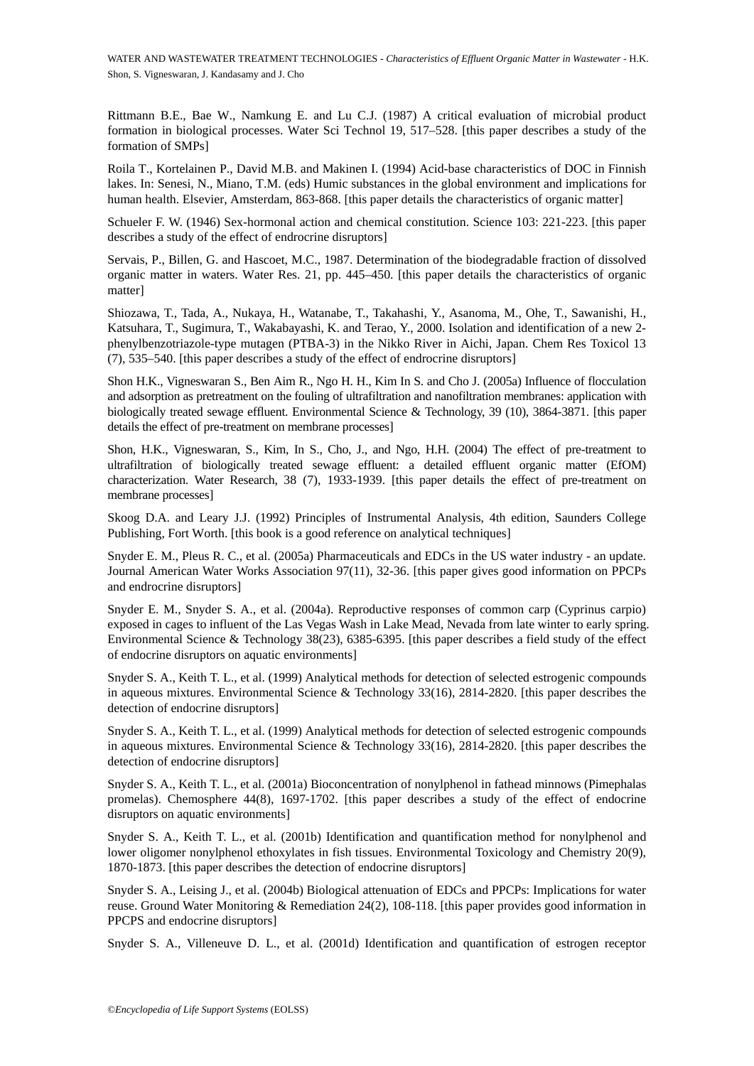Rittmann B.E., Bae W., Namkung E. and Lu C.J. (1987) A critical evaluation of microbial product formation in biological processes. Water Sci Technol 19, 517–528. [this paper describes a study of the formation of SMPs]

Roila T., Kortelainen P., David M.B. and Makinen I. (1994) Acid-base characteristics of DOC in Finnish lakes. In: Senesi, N., Miano, T.M. (eds) Humic substances in the global environment and implications for human health. Elsevier, Amsterdam, 863-868. [this paper details the characteristics of organic matter]

Schueler F. W. (1946) Sex-hormonal action and chemical constitution. Science 103: 221-223. [this paper describes a study of the effect of endrocrine disruptors]

Servais, P., Billen, G. and Hascoet, M.C., 1987. Determination of the biodegradable fraction of dissolved organic matter in waters. Water Res. 21, pp. 445–450. [this paper details the characteristics of organic matter]

Shiozawa, T., Tada, A., Nukaya, H., Watanabe, T., Takahashi, Y., Asanoma, M., Ohe, T., Sawanishi, H., Katsuhara, T., Sugimura, T., Wakabayashi, K. and Terao, Y., 2000. Isolation and identification of a new 2-phenylbenzotriazole-type mutagen (PTBA-3) in the Nikko River in Aichi, Japan. Chem Res Toxicol 13 (7), 535–540. [this paper describes a study of the effect of endrocrine disruptors]

Shon H.K., Vigneswaran S., Ben Aim R., Ngo H. H., Kim In S. and Cho J. (2005a) Influence of flocculation and adsorption as pretreatment on the fouling of ultrafiltration and nanofiltration membranes: application with biologically treated sewage effluent. Environmental Science & Technology, 39 (10), 3864-3871. [this paper details the effect of pre-treatment on membrane processes]

Shon, H.K., Vigneswaran, S., Kim, In S., Cho, J., and Ngo, H.H. (2004) The effect of pre-treatment to ultrafiltration of biologically treated sewage effluent: a detailed effluent organic matter (EfOM) characterization. Water Research, 38 (7), 1933-1939. [this paper details the effect of pre-treatment on membrane processes]

Skoog D.A. and Leary J.J. (1992) Principles of Instrumental Analysis, 4th edition, Saunders College Publishing, Fort Worth. [this book is a good reference on analytical techniques]

Snyder E. M., Pleus R. C., et al. (2005a) Pharmaceuticals and EDCs in the US water industry - an update. Journal American Water Works Association 97(11), 32-36. [this paper gives good information on PPCPs and endrocrine disruptors]

Snyder E. M., Snyder S. A., et al. (2004a). Reproductive responses of common carp (Cyprinus carpio) exposed in cages to influent of the Las Vegas Wash in Lake Mead, Nevada from late winter to early spring. Environmental Science & Technology 38(23), 6385-6395. [this paper describes a field study of the effect of endocrine disruptors on aquatic environments]

Snyder S. A., Keith T. L., et al. (1999) Analytical methods for detection of selected estrogenic compounds in aqueous mixtures. Environmental Science & Technology 33(16), 2814-2820. [this paper describes the detection of endocrine disruptors]

Snyder S. A., Keith T. L., et al. (1999) Analytical methods for detection of selected estrogenic compounds in aqueous mixtures. Environmental Science & Technology 33(16), 2814-2820. [this paper describes the detection of endocrine disruptors]

Snyder S. A., Keith T. L., et al. (2001a) Bioconcentration of nonylphenol in fathead minnows (Pimephalas promelas). Chemosphere 44(8), 1697-1702. [this paper describes a study of the effect of endocrine disruptors on aquatic environments]

Snyder S. A., Keith T. L., et al. (2001b) Identification and quantification method for nonylphenol and lower oligomer nonylphenol ethoxylates in fish tissues. Environmental Toxicology and Chemistry 20(9), 1870-1873. [this paper describes the detection of endocrine disruptors]

Snyder S. A., Leising J., et al. (2004b) Biological attenuation of EDCs and PPCPs: Implications for water reuse. Ground Water Monitoring & Remediation 24(2), 108-118. [this paper provides good information in PPCPS and endocrine disruptors]

Snyder S. A., Villeneuve D. L., et al. (2001d) Identification and quantification of estrogen receptor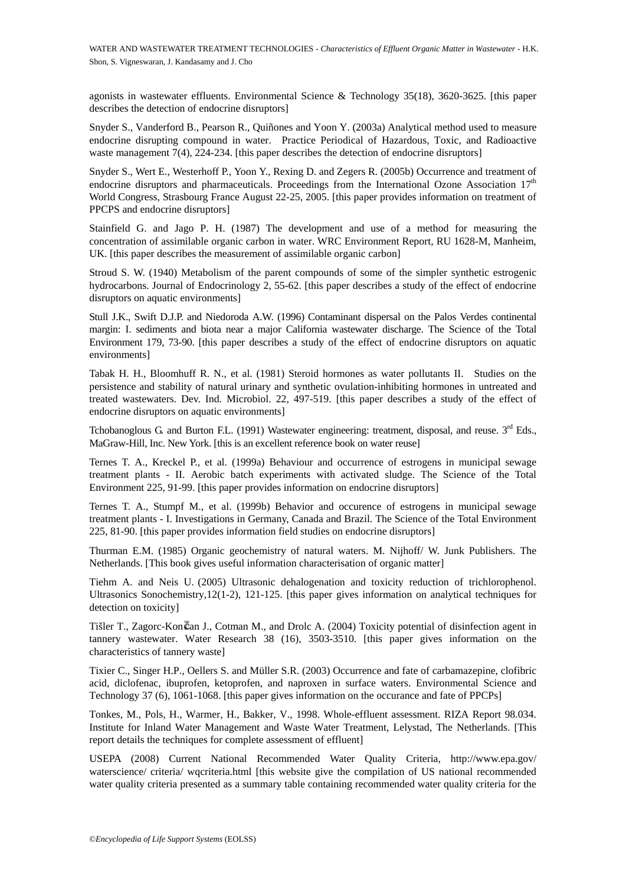agonists in wastewater effluents. Environmental Science & Technology 35(18), 3620-3625. [this paper describes the detection of endocrine disruptors]

Snyder S., Vanderford B., Pearson R., Quiñones and Yoon Y. (2003a) Analytical method used to measure endocrine disrupting compound in water. Practice Periodical of Hazardous, Toxic, and Radioactive waste management 7(4), 224-234. [this paper describes the detection of endocrine disruptors]

Snyder S., Wert E., Westerhoff P., Yoon Y., Rexing D. and Zegers R. (2005b) Occurrence and treatment of endocrine disruptors and pharmaceuticals. Proceedings from the International Ozone Association 17th World Congress, Strasbourg France August 22-25, 2005. [this paper provides information on treatment of PPCPS and endocrine disruptors]

Stainfield G. and Jago P. H. (1987) The development and use of a method for measuring the concentration of assimilable organic carbon in water. WRC Environment Report, RU 1628-M, Manheim, UK. [this paper describes the measurement of assimilable organic carbon]

Stroud S. W. (1940) Metabolism of the parent compounds of some of the simpler synthetic estrogenic hydrocarbons. Journal of Endocrinology 2, 55-62. [this paper describes a study of the effect of endocrine disruptors on aquatic environments]

Stull J.K., Swift D.J.P. and Niedoroda A.W. (1996) Contaminant dispersal on the Palos Verdes continental margin: I. sediments and biota near a major California wastewater discharge. The Science of the Total Environment 179, 73-90. [this paper describes a study of the effect of endocrine disruptors on aquatic environments]

Tabak H. H., Bloomhuff R. N., et al. (1981) Steroid hormones as water pollutants II. Studies on the persistence and stability of natural urinary and synthetic ovulation-inhibiting hormones in untreated and treated wastewaters. Dev. Ind. Microbiol. 22, 497-519. [this paper describes a study of the effect of endocrine disruptors on aquatic environments]

Tchobanoglous G. and Burton F.L. (1991) Wastewater engineering: treatment, disposal, and reuse. 3rd Eds., MaGraw-Hill, Inc. New York. [this is an excellent reference book on water reuse]

Ternes T. A., Kreckel P., et al. (1999a) Behaviour and occurrence of estrogens in municipal sewage treatment plants - II. Aerobic batch experiments with activated sludge. The Science of the Total Environment 225, 91-99. [this paper provides information on endocrine disruptors]

Ternes T. A., Stumpf M., et al. (1999b) Behavior and occurence of estrogens in municipal sewage treatment plants - I. Investigations in Germany, Canada and Brazil. The Science of the Total Environment 225, 81-90. [this paper provides information field studies on endocrine disruptors]

Thurman E.M. (1985) Organic geochemistry of natural waters. M. Nijhoff/ W. Junk Publishers. The Netherlands. [This book gives useful information characterisation of organic matter]

Tiehm A. and Neis U. (2005) Ultrasonic dehalogenation and toxicity reduction of trichlorophenol. Ultrasonics Sonochemistry,12(1-2), 121-125. [this paper gives information on analytical techniques for detection on toxicity]

Tišler T., Zagorc-Končan J., Cotman M., and Drolc A. (2004) Toxicity potential of disinfection agent in tannery wastewater. Water Research 38 (16), 3503-3510. [this paper gives information on the characteristics of tannery waste]

Tixier C., Singer H.P., Oellers S. and Müller S.R. (2003) Occurrence and fate of carbamazepine, clofibric acid, diclofenac, ibuprofen, ketoprofen, and naproxen in surface waters. Environmental Science and Technology 37 (6), 1061-1068. [this paper gives information on the occurance and fate of PPCPs]

Tonkes, M., Pols, H., Warmer, H., Bakker, V., 1998. Whole-effluent assessment. RIZA Report 98.034. Institute for Inland Water Management and Waste Water Treatment, Lelystad, The Netherlands. [This report details the techniques for complete assessment of effluent]

USEPA (2008) Current National Recommended Water Quality Criteria, http://www.epa.gov/ waterscience/ criteria/ wqcriteria.html [this website give the compilation of US national recommended water quality criteria presented as a summary table containing recommended water quality criteria for the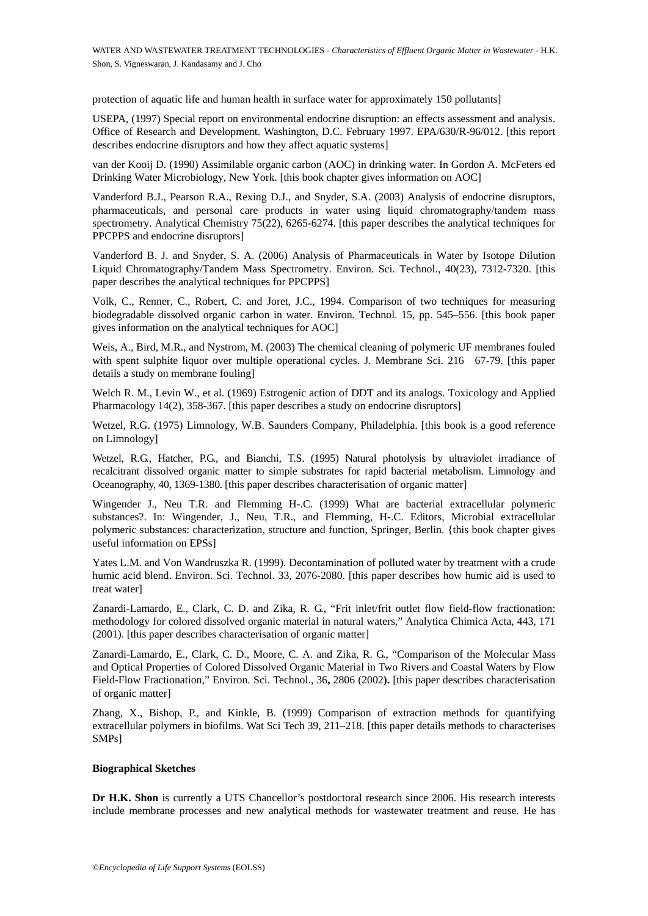protection of aquatic life and human health in surface water for approximately 150 pollutants]

USEPA, (1997) Special report on environmental endocrine disruption: an effects assessment and analysis. Office of Research and Development. Washington, D.C. February 1997. EPA/630/R-96/012. [this report describes endocrine disruptors and how they affect aquatic systems]

van der Kooij D. (1990) Assimilable organic carbon (AOC) in drinking water. In Gordon A. McFeters ed Drinking Water Microbiology, New York. [this book chapter gives information on AOC]

Vanderford B.J., Pearson R.A., Rexing D.J., and Snyder, S.A. (2003) Analysis of endocrine disruptors, pharmaceuticals, and personal care products in water using liquid chromatography/tandem mass spectrometry. Analytical Chemistry 75(22), 6265-6274. [this paper describes the analytical techniques for PPCPPS and endocrine disruptors]

Vanderford B. J. and Snyder, S. A. (2006) Analysis of Pharmaceuticals in Water by Isotope Dilution Liquid Chromatography/Tandem Mass Spectrometry. Environ. Sci. Technol., 40(23), 7312-7320. [this paper describes the analytical techniques for PPCPPS]

Volk, C., Renner, C., Robert, C. and Joret, J.C., 1994. Comparison of two techniques for measuring biodegradable dissolved organic carbon in water. Environ. Technol. 15, pp. 545–556. [this book paper gives information on the analytical techniques for AOC]

Weis, A., Bird, M.R., and Nystrom, M. (2003) The chemical cleaning of polymeric UF membranes fouled with spent sulphite liquor over multiple operational cycles. J. Membrane Sci. 216 67-79. [this paper details a study on membrane fouling]

Welch R. M., Levin W., et al. (1969) Estrogenic action of DDT and its analogs. Toxicology and Applied Pharmacology 14(2), 358-367. [this paper describes a study on endocrine disruptors]

Wetzel, R.G. (1975) Limnology, W.B. Saunders Company, Philadelphia. [this book is a good reference on Limnology]

Wetzel, R.G., Hatcher, P.G., and Bianchi, T.S. (1995) Natural photolysis by ultraviolet irradiance of recalcitrant dissolved organic matter to simple substrates for rapid bacterial metabolism. Limnology and Oceanography, 40, 1369-1380. [this paper describes characterisation of organic matter]

Wingender J., Neu T.R. and Flemming H-.C. (1999) What are bacterial extracellular polymeric substances?. In: Wingender, J., Neu, T.R., and Flemming, H-.C. Editors, Microbial extracellular polymeric substances: characterization, structure and function, Springer, Berlin. {this book chapter gives useful information on EPSs]

Yates L.M. and Von Wandruszka R. (1999). Decontamination of polluted water by treatment with a crude humic acid blend. Environ. Sci. Technol. 33, 2076-2080. [this paper describes how humic aid is used to treat water]

Zanardi-Lamardo, E., Clark, C. D. and Zika, R. G., "Frit inlet/frit outlet flow field-flow fractionation: methodology for colored dissolved organic material in natural waters," Analytica Chimica Acta, 443, 171 (2001). [this paper describes characterisation of organic matter]

Zanardi-Lamardo, E., Clark, C. D., Moore, C. A. and Zika, R. G., "Comparison of the Molecular Mass and Optical Properties of Colored Dissolved Organic Material in Two Rivers and Coastal Waters by Flow Field-Flow Fractionation," Environ. Sci. Technol., 36**,** 2806 (2002**).** [this paper describes characterisation of organic matter]

Zhang, X., Bishop, P., and Kinkle, B. (1999) Comparison of extraction methods for quantifying extracellular polymers in biofilms. Wat Sci Tech 39, 211–218. [this paper details methods to characterises SMPs]

**Biographical Sketches**

**Dr H.K. Shon** is currently a UTS Chancellor's postdoctoral research since 2006. His research interests include membrane processes and new analytical methods for wastewater treatment and reuse. He has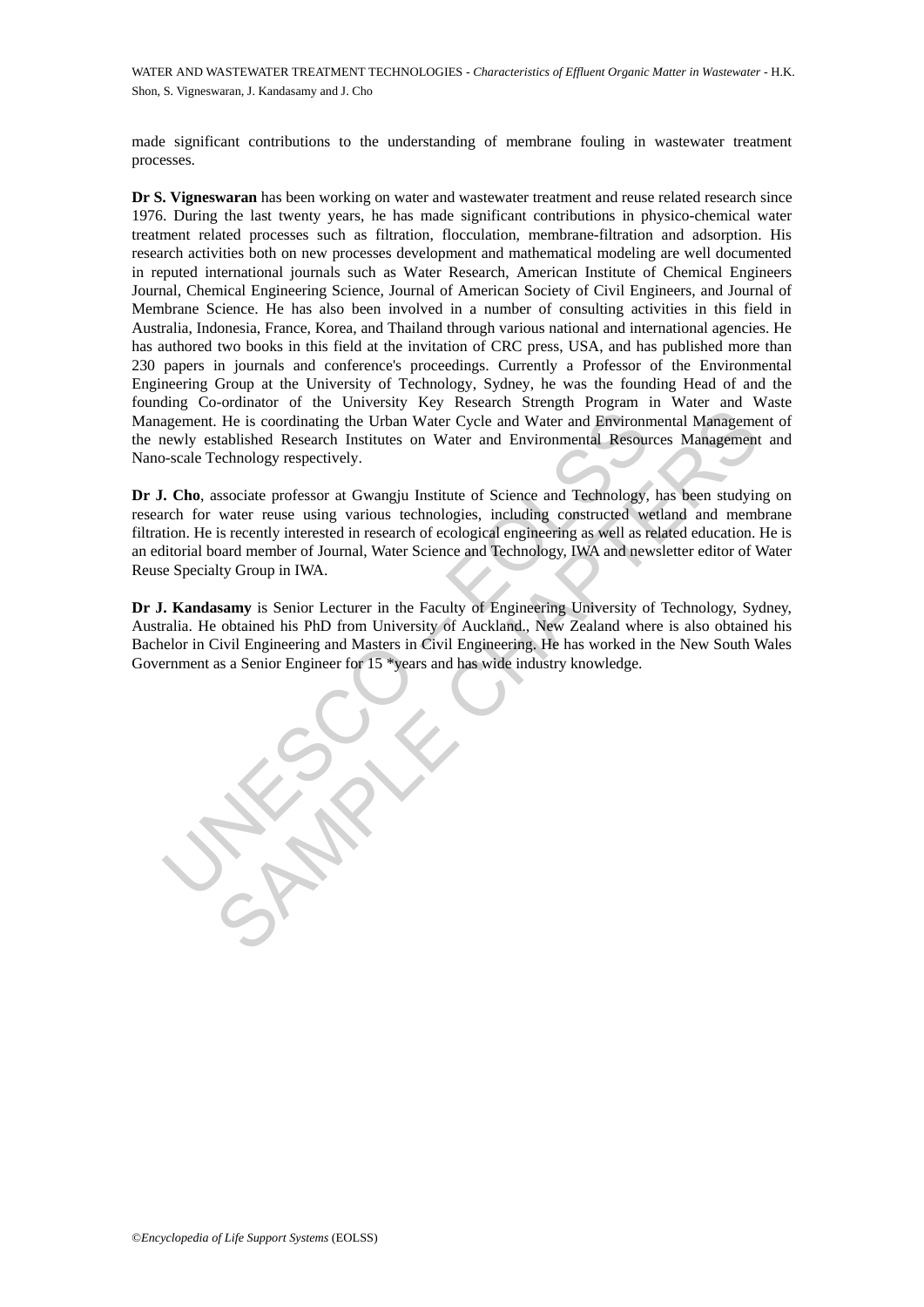made significant contributions to the understanding of membrane fouling in wastewater treatment processes.

**Dr S. Vigneswaran** has been working on water and wastewater treatment and reuse related research since 1976. During the last twenty years, he has made significant contributions in physico-chemical water treatment related processes such as filtration, flocculation, membrane-filtration and adsorption. His research activities both on new processes development and mathematical modeling are well documented in reputed international journals such as Water Research, American Institute of Chemical Engineers Journal, Chemical Engineering Science, Journal of American Society of Civil Engineers, and Journal of Membrane Science. He has also been involved in a number of consulting activities in this field in Australia, Indonesia, France, Korea, and Thailand through various national and international agencies. He has authored two books in this field at the invitation of CRC press, USA, and has published more than 230 papers in journals and conference's proceedings. Currently a Professor of the Environmental Engineering Group at the University of Technology, Sydney, he was the founding Head of and the founding Co-ordinator of the University Key Research Strength Program in Water and Waste Management. He is coordinating the Urban Water Cycle and Water and Environmental Management of the newly established Research Institutes on Water and Environmental Resources Management and Nano-scale Technology respectively.

**Dr J. Cho**, associate professor at Gwangju Institute of Science and Technology, has been studying on research for water reuse using various technologies, including constructed wetland and membrane filtration. He is recently interested in research of ecological engineering as well as related education. He is an editorial board member of Journal, Water Science and Technology, IWA and newsletter editor of Water Reuse Specialty Group in IWA.

**Dr J. Kandasamy** is Senior Lecturer in the Faculty of Engineering University of Technology, Sydney, Australia. He obtained his PhD from University of Auckland., New Zealand where is also obtained his Bachelor in Civil Engineering and Masters in Civil Engineering. He has worked in the New South Wales Government as a Senior Engineer for 15 *years and has wide industry knowledge.